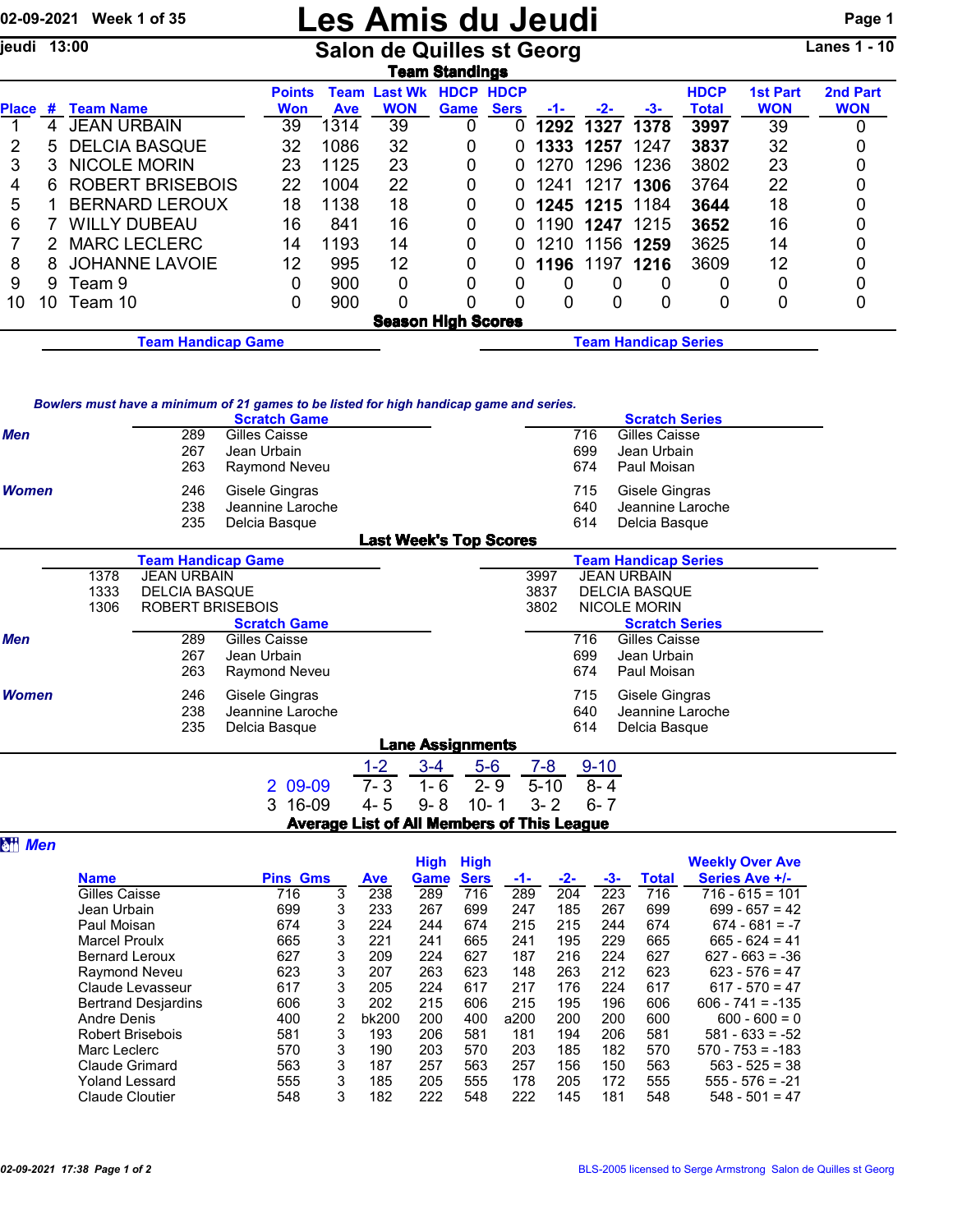02-09-2021 Week 1 of 35

# Les Amis du Jeudi

jeudi 13:00

## Salon de Quilles st Georg

Lanes 1 - 10

### Team Standings

| Place | # | Team Name | Points Won | Team Ave | Last Wk WON | HDCP Game | HDCP Sers | -1- | -2- | -3- | HDCP Total | 1st Part WON | 2nd Part WON |
|---|---|---|---|---|---|---|---|---|---|---|---|---|---|
| 1 | 4 | JEAN URBAIN | 39 | 1314 | 39 | 0 | 0 | **1292** | **1327** | **1378** | **3997** | 39 | 0 |
| 2 | 5 | DELCIA BASQUE | 32 | 1086 | 32 | 0 | 0 | **1333** | **1257** | 1247 | **3837** | 32 | 0 |
| 3 | 3 | NICOLE MORIN | 23 | 1125 | 23 | 0 | 0 | 1270 | 1296 | 1236 | 3802 | 23 | 0 |
| 4 | 6 | ROBERT BRISEBOIS | 22 | 1004 | 22 | 0 | 0 | 1241 | 1217 | **1306** | 3764 | 22 | 0 |
| 5 | 1 | BERNARD LEROUX | 18 | 1138 | 18 | 0 | 0 | **1245** | **1215** | 1184 | **3644** | 18 | 0 |
| 6 | 7 | WILLY DUBEAU | 16 | 841 | 16 | 0 | 0 | 1190 | **1247** | 1215 | **3652** | 16 | 0 |
| 7 | 2 | MARC LECLERC | 14 | 1193 | 14 | 0 | 0 | 1210 | 1156 | **1259** | 3625 | 14 | 0 |
| 8 | 8 | JOHANNE LAVOIE | 12 | 995 | 12 | 0 | 0 | **1196** | 1197 | **1216** | 3609 | 12 | 0 |
| 9 | 9 | Team 9 | 0 | 900 | 0 | 0 | 0 | 0 | 0 | 0 | 0 | 0 | 0 |
| 10 | 10 | Team 10 | 0 | 900 | 0 | 0 | 0 | 0 | 0 | 0 | 0 | 0 | 0 |

### Season High Scores

**Team Handicap Game** | **Team Handicap Series**

*Bowlers must have a minimum of 21 games to be listed for high handicap game and series.*

| | Scratch Game | | Scratch Series | |
|---|---|---|---|---|
| *Men* | 289 | Gilles Caisse | 716 | Gilles Caisse |
| | 267 | Jean Urbain | 699 | Jean Urbain |
| | 263 | Raymond Neveu | 674 | Paul Moisan |
| *Women* | 246 | Gisele Gingras | 715 | Gisele Gingras |
| | 238 | Jeannine Laroche | 640 | Jeannine Laroche |
| | 235 | Delcia Basque | 614 | Delcia Basque |

### Last Week's Top Scores

| Team Handicap Game | | Team Handicap Series | |
|---|---|---|---|
| 1378 | JEAN URBAIN | 3997 | JEAN URBAIN |
| 1333 | DELCIA BASQUE | 3837 | DELCIA BASQUE |
| 1306 | ROBERT BRISEBOIS | 3802 | NICOLE MORIN |

| | Scratch Game | | Scratch Series | |
|---|---|---|---|---|
| *Men* | 289 | Gilles Caisse | 716 | Gilles Caisse |
| | 267 | Jean Urbain | 699 | Jean Urbain |
| | 263 | Raymond Neveu | 674 | Paul Moisan |
| *Women* | 246 | Gisele Gingras | 715 | Gisele Gingras |
| | 238 | Jeannine Laroche | 640 | Jeannine Laroche |
| | 235 | Delcia Basque | 614 | Delcia Basque |

### Lane Assignments

| | | 1-2 | 3-4 | 5-6 | 7-8 | 9-10 |
|---|---|---|---|---|---|---|
| 2 | 09-09 | 7- 3 | 1- 6 | 2- 9 | 5-10 | 8- 4 |
| 3 | 16-09 | 4- 5 | 9- 8 | 10- 1 | 3- 2 | 6- 7 |

### Average List of All Members of This League

*Men*

| Name | Pins | Gms | Ave | High Game | High Sers | -1- | -2- | -3- | Total | Weekly Over Ave Series Ave +/- |
|---|---|---|---|---|---|---|---|---|---|---|
| Gilles Caisse | 716 | 3 | 238 | 289 | 716 | 289 | 204 | 223 | 716 | 716 - 615 = 101 |
| Jean Urbain | 699 | 3 | 233 | 267 | 699 | 247 | 185 | 267 | 699 | 699 - 657 = 42 |
| Paul Moisan | 674 | 3 | 224 | 244 | 674 | 215 | 215 | 244 | 674 | 674 - 681 = -7 |
| Marcel Proulx | 665 | 3 | 221 | 241 | 665 | 241 | 195 | 229 | 665 | 665 - 624 = 41 |
| Bernard Leroux | 627 | 3 | 209 | 224 | 627 | 187 | 216 | 224 | 627 | 627 - 663 = -36 |
| Raymond Neveu | 623 | 3 | 207 | 263 | 623 | 148 | 263 | 212 | 623 | 623 - 576 = 47 |
| Claude Levasseur | 617 | 3 | 205 | 224 | 617 | 217 | 176 | 224 | 617 | 617 - 570 = 47 |
| Bertrand Desjardins | 606 | 3 | 202 | 215 | 606 | 215 | 195 | 196 | 606 | 606 - 741 = -135 |
| Andre Denis | 400 | 2 | bk200 | 200 | 400 | a200 | 200 | 200 | 600 | 600 - 600 = 0 |
| Robert Brisebois | 581 | 3 | 193 | 206 | 581 | 181 | 194 | 206 | 581 | 581 - 633 = -52 |
| Marc Leclerc | 570 | 3 | 190 | 203 | 570 | 203 | 185 | 182 | 570 | 570 - 753 = -183 |
| Claude Grimard | 563 | 3 | 187 | 257 | 563 | 257 | 156 | 150 | 563 | 563 - 525 = 38 |
| Yoland Lessard | 555 | 3 | 185 | 205 | 555 | 178 | 205 | 172 | 555 | 555 - 576 = -21 |
| Claude Cloutier | 548 | 3 | 182 | 222 | 548 | 222 | 145 | 181 | 548 | 548 - 501 = 47 |

BLS-2005 licensed to Serge Armstrong Salon de Quilles st Georg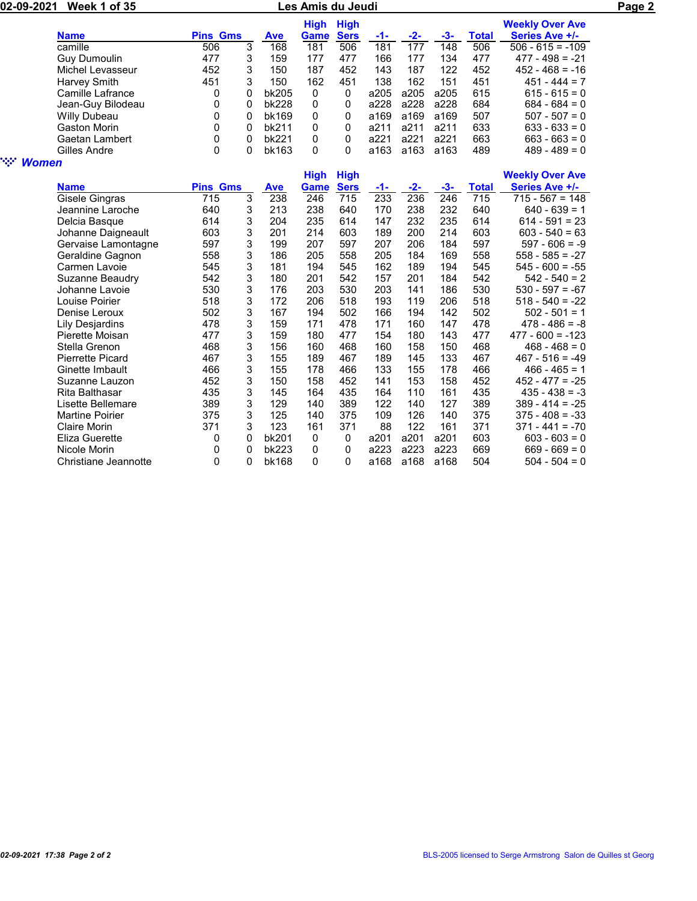| Name | Pins | Gms | Ave | High Game | High Sers | -1- | -2- | -3- | Total | Weekly Over Ave Series Ave +/- |
|---|---|---|---|---|---|---|---|---|---|---|
| camille | 506 | 3 | 168 | 181 | 506 | 181 | 177 | 148 | 506 | 506 - 615 = -109 |
| Guy Dumoulin | 477 | 3 | 159 | 177 | 477 | 166 | 177 | 134 | 477 | 477 - 498 = -21 |
| Michel Levasseur | 452 | 3 | 150 | 187 | 452 | 143 | 187 | 122 | 452 | 452 - 468 = -16 |
| Harvey Smith | 451 | 3 | 150 | 162 | 451 | 138 | 162 | 151 | 451 | 451 - 444 = 7 |
| Camille Lafrance | 0 | 0 | bk205 | 0 | 0 | a205 | a205 | a205 | 615 | 615 - 615 = 0 |
| Jean-Guy Bilodeau | 0 | 0 | bk228 | 0 | 0 | a228 | a228 | a228 | 684 | 684 - 684 = 0 |
| Willy Dubeau | 0 | 0 | bk169 | 0 | 0 | a169 | a169 | a169 | 507 | 507 - 507 = 0 |
| Gaston Morin | 0 | 0 | bk211 | 0 | 0 | a211 | a211 | a211 | 633 | 633 - 633 = 0 |
| Gaetan Lambert | 0 | 0 | bk221 | 0 | 0 | a221 | a221 | a221 | 663 | 663 - 663 = 0 |
| Gilles Andre | 0 | 0 | bk163 | 0 | 0 | a163 | a163 | a163 | 489 | 489 - 489 = 0 |

### *Women*

| Name | Pins | Gms | Ave | High Game | High Sers | -1- | -2- | -3- | Total | Weekly Over Ave Series Ave +/- |
|---|---|---|---|---|---|---|---|---|---|---|
| Gisele Gingras | 715 | 3 | 238 | 246 | 715 | 233 | 236 | 246 | 715 | 715 - 567 = 148 |
| Jeannine Laroche | 640 | 3 | 213 | 238 | 640 | 170 | 238 | 232 | 640 | 640 - 639 = 1 |
| Delcia Basque | 614 | 3 | 204 | 235 | 614 | 147 | 232 | 235 | 614 | 614 - 591 = 23 |
| Johanne Daigneault | 603 | 3 | 201 | 214 | 603 | 189 | 200 | 214 | 603 | 603 - 540 = 63 |
| Gervaise Lamontagne | 597 | 3 | 199 | 207 | 597 | 207 | 206 | 184 | 597 | 597 - 606 = -9 |
| Geraldine Gagnon | 558 | 3 | 186 | 205 | 558 | 205 | 184 | 169 | 558 | 558 - 585 = -27 |
| Carmen Lavoie | 545 | 3 | 181 | 194 | 545 | 162 | 189 | 194 | 545 | 545 - 600 = -55 |
| Suzanne Beaudry | 542 | 3 | 180 | 201 | 542 | 157 | 201 | 184 | 542 | 542 - 540 = 2 |
| Johanne Lavoie | 530 | 3 | 176 | 203 | 530 | 203 | 141 | 186 | 530 | 530 - 597 = -67 |
| Louise Poirier | 518 | 3 | 172 | 206 | 518 | 193 | 119 | 206 | 518 | 518 - 540 = -22 |
| Denise Leroux | 502 | 3 | 167 | 194 | 502 | 166 | 194 | 142 | 502 | 502 - 501 = 1 |
| Lily Desjardins | 478 | 3 | 159 | 171 | 478 | 171 | 160 | 147 | 478 | 478 - 486 = -8 |
| Pierette Moisan | 477 | 3 | 159 | 180 | 477 | 154 | 180 | 143 | 477 | 477 - 600 = -123 |
| Stella Grenon | 468 | 3 | 156 | 160 | 468 | 160 | 158 | 150 | 468 | 468 - 468 = 0 |
| Pierrette Picard | 467 | 3 | 155 | 189 | 467 | 189 | 145 | 133 | 467 | 467 - 516 = -49 |
| Ginette Imbault | 466 | 3 | 155 | 178 | 466 | 133 | 155 | 178 | 466 | 466 - 465 = 1 |
| Suzanne Lauzon | 452 | 3 | 150 | 158 | 452 | 141 | 153 | 158 | 452 | 452 - 477 = -25 |
| Rita Balthasar | 435 | 3 | 145 | 164 | 435 | 164 | 110 | 161 | 435 | 435 - 438 = -3 |
| Lisette Bellemare | 389 | 3 | 129 | 140 | 389 | 122 | 140 | 127 | 389 | 389 - 414 = -25 |
| Martine Poirier | 375 | 3 | 125 | 140 | 375 | 109 | 126 | 140 | 375 | 375 - 408 = -33 |
| Claire Morin | 371 | 3 | 123 | 161 | 371 | 88 | 122 | 161 | 371 | 371 - 441 = -70 |
| Eliza Guerette | 0 | 0 | bk201 | 0 | 0 | a201 | a201 | a201 | 603 | 603 - 603 = 0 |
| Nicole Morin | 0 | 0 | bk223 | 0 | 0 | a223 | a223 | a223 | 669 | 669 - 669 = 0 |
| Christiane Jeannotte | 0 | 0 | bk168 | 0 | 0 | a168 | a168 | a168 | 504 | 504 - 504 = 0 |